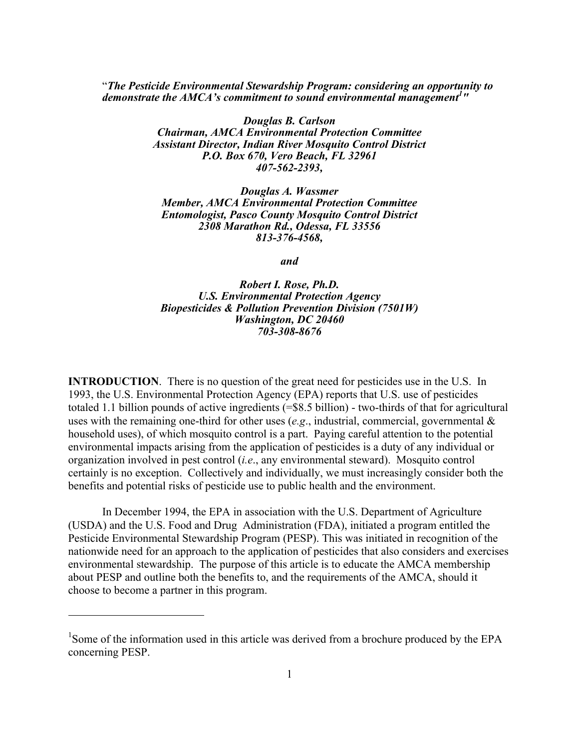# "*The Pesticide Environmental Stewardship Program: considering an opportunity to demonstrate the AMCA's commitment to sound environmental management*[1]"

***Douglas B. Carlson***
***Chairman, AMCA Environmental Protection Committee***
***Assistant Director, Indian River Mosquito Control District***
***P.O. Box 670, Vero Beach, FL 32961***
***407-562-2393,***

***Douglas A. Wassmer***
***Member, AMCA Environmental Protection Committee***
***Entomologist, Pasco County Mosquito Control District***
***2308 Marathon Rd., Odessa, FL 33556***
***813-376-4568,***

***and***

***Robert I. Rose, Ph.D.***
***U.S. Environmental Protection Agency***
***Biopesticides & Pollution Prevention Division (7501W)***
***Washington, DC 20460***
***703-308-8676***

**INTRODUCTION**. There is no question of the great need for pesticides use in the U.S. In 1993, the U.S. Environmental Protection Agency (EPA) reports that U.S. use of pesticides totaled 1.1 billion pounds of active ingredients (=$8.5 billion) - two-thirds of that for agricultural uses with the remaining one-third for other uses (*e.g*., industrial, commercial, governmental & household uses), of which mosquito control is a part. Paying careful attention to the potential environmental impacts arising from the application of pesticides is a duty of any individual or organization involved in pest control (*i.e*., any environmental steward). Mosquito control certainly is no exception. Collectively and individually, we must increasingly consider both the benefits and potential risks of pesticide use to public health and the environment.

In December 1994, the EPA in association with the U.S. Department of Agriculture (USDA) and the U.S. Food and Drug Administration (FDA), initiated a program entitled the Pesticide Environmental Stewardship Program (PESP). This was initiated in recognition of the nationwide need for an approach to the application of pesticides that also considers and exercises environmental stewardship. The purpose of this article is to educate the AMCA membership about PESP and outline both the benefits to, and the requirements of the AMCA, should it choose to become a partner in this program.

[1] Some of the information used in this article was derived from a brochure produced by the EPA concerning PESP.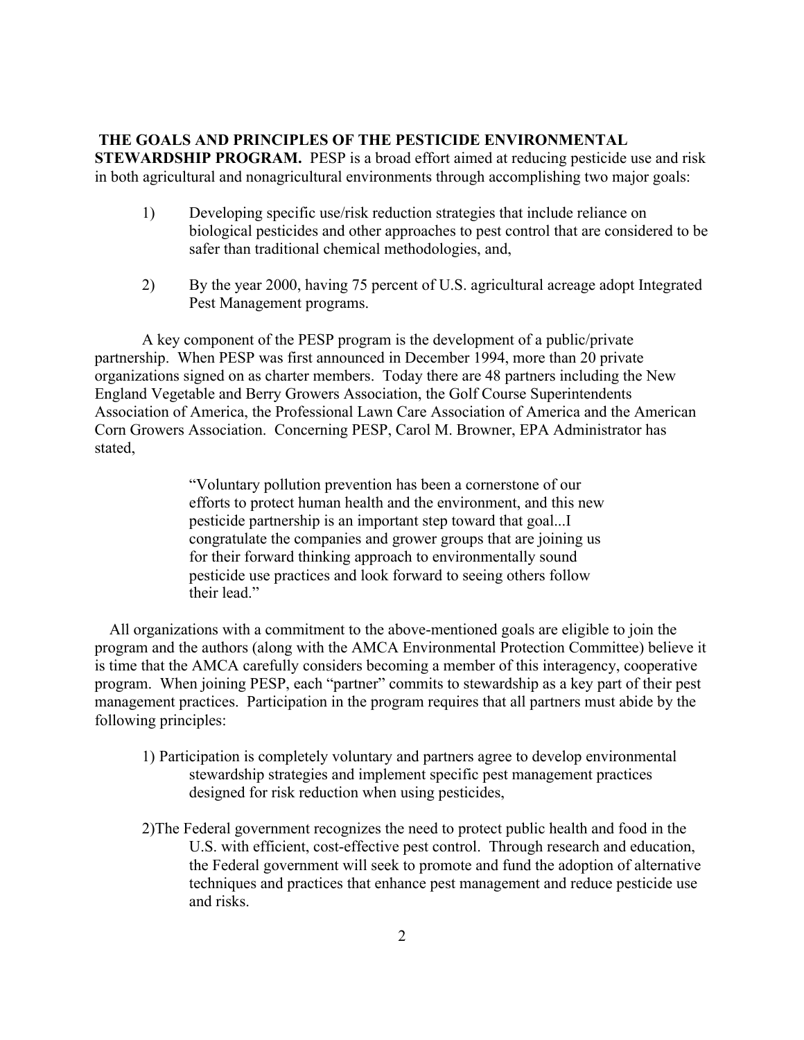**THE GOALS AND PRINCIPLES OF THE PESTICIDE ENVIRONMENTAL STEWARDSHIP PROGRAM.** PESP is a broad effort aimed at reducing pesticide use and risk in both agricultural and nonagricultural environments through accomplishing two major goals:

1) Developing specific use/risk reduction strategies that include reliance on biological pesticides and other approaches to pest control that are considered to be safer than traditional chemical methodologies, and,

2) By the year 2000, having 75 percent of U.S. agricultural acreage adopt Integrated Pest Management programs.

A key component of the PESP program is the development of a public/private partnership. When PESP was first announced in December 1994, more than 20 private organizations signed on as charter members. Today there are 48 partners including the New England Vegetable and Berry Growers Association, the Golf Course Superintendents Association of America, the Professional Lawn Care Association of America and the American Corn Growers Association. Concerning PESP, Carol M. Browner, EPA Administrator has stated,

> "Voluntary pollution prevention has been a cornerstone of our efforts to protect human health and the environment, and this new pesticide partnership is an important step toward that goal...I congratulate the companies and grower groups that are joining us for their forward thinking approach to environmentally sound pesticide use practices and look forward to seeing others follow their lead."

All organizations with a commitment to the above-mentioned goals are eligible to join the program and the authors (along with the AMCA Environmental Protection Committee) believe it is time that the AMCA carefully considers becoming a member of this interagency, cooperative program. When joining PESP, each "partner" commits to stewardship as a key part of their pest management practices. Participation in the program requires that all partners must abide by the following principles:

1) Participation is completely voluntary and partners agree to develop environmental stewardship strategies and implement specific pest management practices designed for risk reduction when using pesticides,

2)The Federal government recognizes the need to protect public health and food in the U.S. with efficient, cost-effective pest control. Through research and education, the Federal government will seek to promote and fund the adoption of alternative techniques and practices that enhance pest management and reduce pesticide use and risks.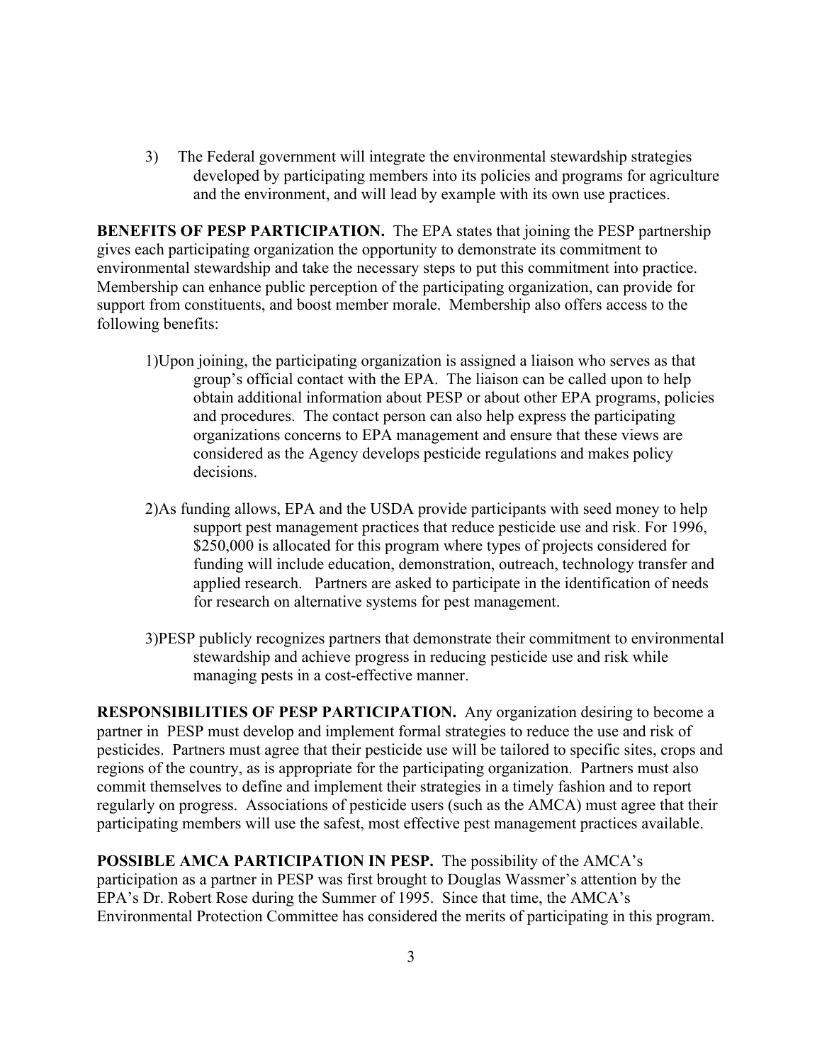3) The Federal government will integrate the environmental stewardship strategies developed by participating members into its policies and programs for agriculture and the environment, and will lead by example with its own use practices.

**BENEFITS OF PESP PARTICIPATION.** The EPA states that joining the PESP partnership gives each participating organization the opportunity to demonstrate its commitment to environmental stewardship and take the necessary steps to put this commitment into practice. Membership can enhance public perception of the participating organization, can provide for support from constituents, and boost member morale. Membership also offers access to the following benefits:

1) Upon joining, the participating organization is assigned a liaison who serves as that group's official contact with the EPA. The liaison can be called upon to help obtain additional information about PESP or about other EPA programs, policies and procedures. The contact person can also help express the participating organizations concerns to EPA management and ensure that these views are considered as the Agency develops pesticide regulations and makes policy decisions.

2) As funding allows, EPA and the USDA provide participants with seed money to help support pest management practices that reduce pesticide use and risk. For 1996, $250,000 is allocated for this program where types of projects considered for funding will include education, demonstration, outreach, technology transfer and applied research. Partners are asked to participate in the identification of needs for research on alternative systems for pest management.

3) PESP publicly recognizes partners that demonstrate their commitment to environmental stewardship and achieve progress in reducing pesticide use and risk while managing pests in a cost-effective manner.

**RESPONSIBILITIES OF PESP PARTICIPATION.** Any organization desiring to become a partner in PESP must develop and implement formal strategies to reduce the use and risk of pesticides. Partners must agree that their pesticide use will be tailored to specific sites, crops and regions of the country, as is appropriate for the participating organization. Partners must also commit themselves to define and implement their strategies in a timely fashion and to report regularly on progress. Associations of pesticide users (such as the AMCA) must agree that their participating members will use the safest, most effective pest management practices available.

**POSSIBLE AMCA PARTICIPATION IN PESP.** The possibility of the AMCA's participation as a partner in PESP was first brought to Douglas Wassmer's attention by the EPA's Dr. Robert Rose during the Summer of 1995. Since that time, the AMCA's Environmental Protection Committee has considered the merits of participating in this program.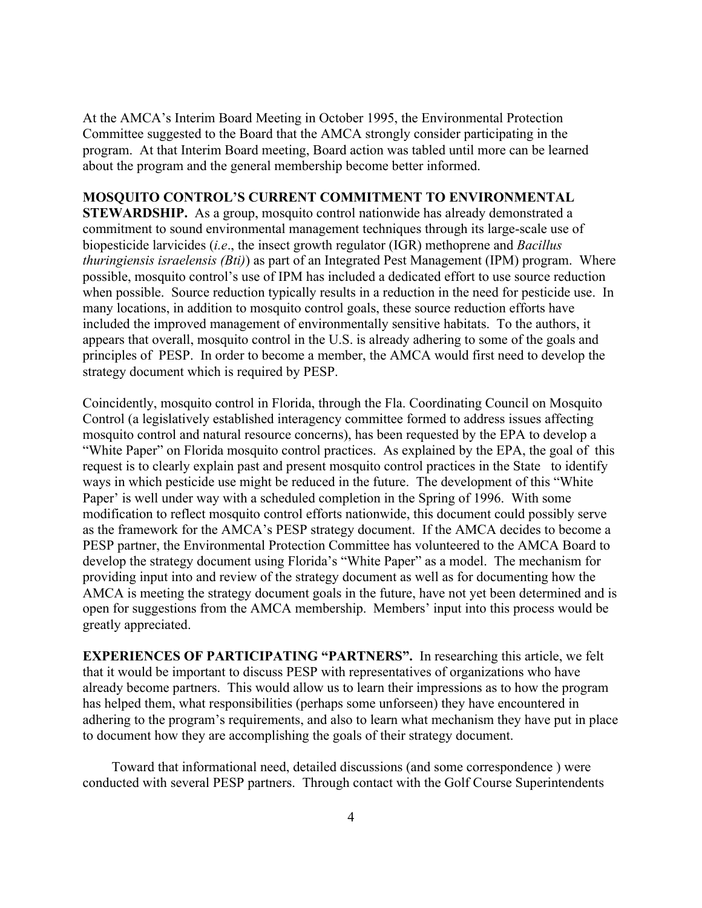At the AMCA's Interim Board Meeting in October 1995, the Environmental Protection Committee suggested to the Board that the AMCA strongly consider participating in the program. At that Interim Board meeting, Board action was tabled until more can be learned about the program and the general membership become better informed.

**MOSQUITO CONTROL'S CURRENT COMMITMENT TO ENVIRONMENTAL STEWARDSHIP.** As a group, mosquito control nationwide has already demonstrated a commitment to sound environmental management techniques through its large-scale use of biopesticide larvicides (*i.e*., the insect growth regulator (IGR) methoprene and *Bacillus thuringiensis israelensis (Bti)*) as part of an Integrated Pest Management (IPM) program. Where possible, mosquito control's use of IPM has included a dedicated effort to use source reduction when possible. Source reduction typically results in a reduction in the need for pesticide use. In many locations, in addition to mosquito control goals, these source reduction efforts have included the improved management of environmentally sensitive habitats. To the authors, it appears that overall, mosquito control in the U.S. is already adhering to some of the goals and principles of PESP. In order to become a member, the AMCA would first need to develop the strategy document which is required by PESP.

Coincidently, mosquito control in Florida, through the Fla. Coordinating Council on Mosquito Control (a legislatively established interagency committee formed to address issues affecting mosquito control and natural resource concerns), has been requested by the EPA to develop a "White Paper" on Florida mosquito control practices. As explained by the EPA, the goal of this request is to clearly explain past and present mosquito control practices in the State to identify ways in which pesticide use might be reduced in the future. The development of this "White Paper' is well under way with a scheduled completion in the Spring of 1996. With some modification to reflect mosquito control efforts nationwide, this document could possibly serve as the framework for the AMCA's PESP strategy document. If the AMCA decides to become a PESP partner, the Environmental Protection Committee has volunteered to the AMCA Board to develop the strategy document using Florida's "White Paper" as a model. The mechanism for providing input into and review of the strategy document as well as for documenting how the AMCA is meeting the strategy document goals in the future, have not yet been determined and is open for suggestions from the AMCA membership. Members' input into this process would be greatly appreciated.

**EXPERIENCES OF PARTICIPATING "PARTNERS".** In researching this article, we felt that it would be important to discuss PESP with representatives of organizations who have already become partners. This would allow us to learn their impressions as to how the program has helped them, what responsibilities (perhaps some unforseen) they have encountered in adhering to the program's requirements, and also to learn what mechanism they have put in place to document how they are accomplishing the goals of their strategy document.

Toward that informational need, detailed discussions (and some correspondence ) were conducted with several PESP partners. Through contact with the Golf Course Superintendents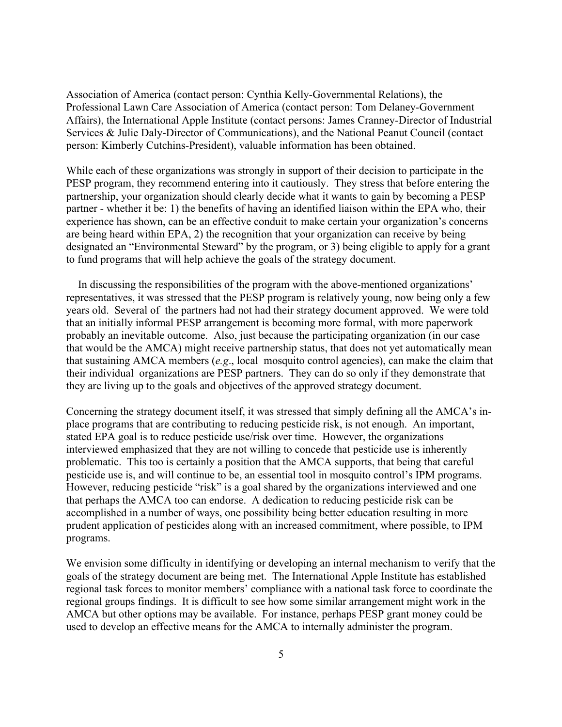Association of America (contact person: Cynthia Kelly-Governmental Relations), the Professional Lawn Care Association of America (contact person: Tom Delaney-Government Affairs), the International Apple Institute (contact persons: James Cranney-Director of Industrial Services & Julie Daly-Director of Communications), and the National Peanut Council (contact person: Kimberly Cutchins-President), valuable information has been obtained.

While each of these organizations was strongly in support of their decision to participate in the PESP program, they recommend entering into it cautiously. They stress that before entering the partnership, your organization should clearly decide what it wants to gain by becoming a PESP partner - whether it be: 1) the benefits of having an identified liaison within the EPA who, their experience has shown, can be an effective conduit to make certain your organization's concerns are being heard within EPA, 2) the recognition that your organization can receive by being designated an "Environmental Steward" by the program, or 3) being eligible to apply for a grant to fund programs that will help achieve the goals of the strategy document.

In discussing the responsibilities of the program with the above-mentioned organizations' representatives, it was stressed that the PESP program is relatively young, now being only a few years old. Several of the partners had not had their strategy document approved. We were told that an initially informal PESP arrangement is becoming more formal, with more paperwork probably an inevitable outcome. Also, just because the participating organization (in our case that would be the AMCA) might receive partnership status, that does not yet automatically mean that sustaining AMCA members (*e.g*., local mosquito control agencies), can make the claim that their individual organizations are PESP partners. They can do so only if they demonstrate that they are living up to the goals and objectives of the approved strategy document.

Concerning the strategy document itself, it was stressed that simply defining all the AMCA's in-place programs that are contributing to reducing pesticide risk, is not enough. An important, stated EPA goal is to reduce pesticide use/risk over time. However, the organizations interviewed emphasized that they are not willing to concede that pesticide use is inherently problematic. This too is certainly a position that the AMCA supports, that being that careful pesticide use is, and will continue to be, an essential tool in mosquito control's IPM programs. However, reducing pesticide "risk" is a goal shared by the organizations interviewed and one that perhaps the AMCA too can endorse. A dedication to reducing pesticide risk can be accomplished in a number of ways, one possibility being better education resulting in more prudent application of pesticides along with an increased commitment, where possible, to IPM programs.

We envision some difficulty in identifying or developing an internal mechanism to verify that the goals of the strategy document are being met. The International Apple Institute has established regional task forces to monitor members' compliance with a national task force to coordinate the regional groups findings. It is difficult to see how some similar arrangement might work in the AMCA but other options may be available. For instance, perhaps PESP grant money could be used to develop an effective means for the AMCA to internally administer the program.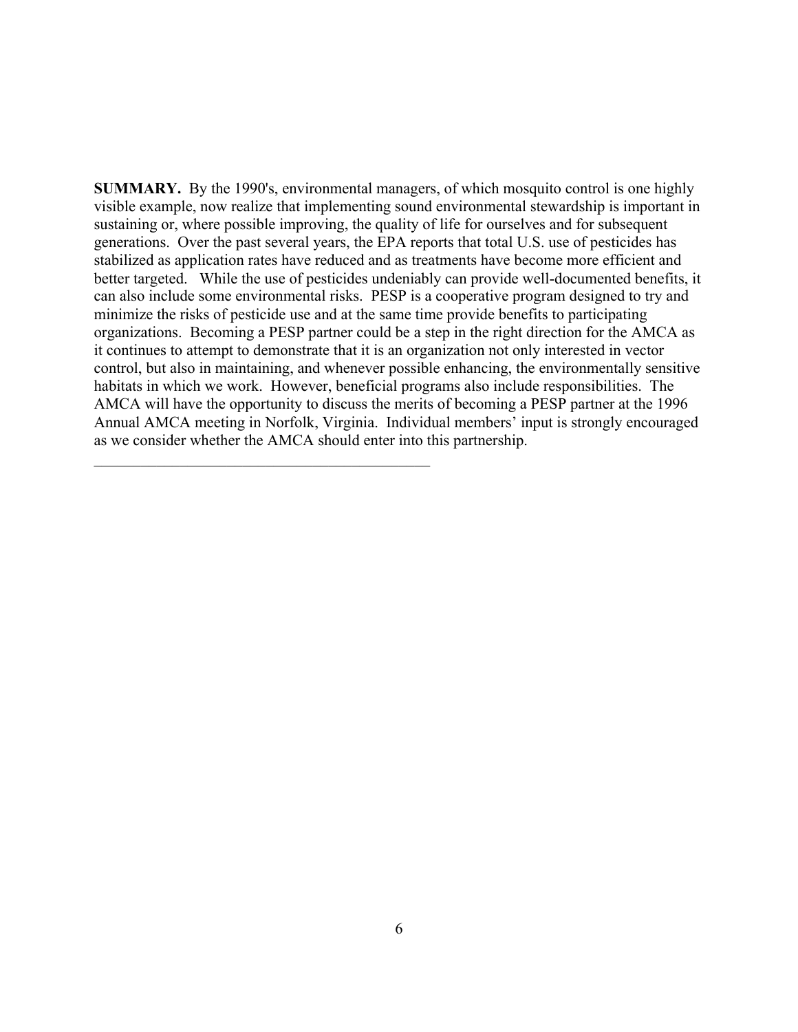**SUMMARY.** By the 1990's, environmental managers, of which mosquito control is one highly visible example, now realize that implementing sound environmental stewardship is important in sustaining or, where possible improving, the quality of life for ourselves and for subsequent generations. Over the past several years, the EPA reports that total U.S. use of pesticides has stabilized as application rates have reduced and as treatments have become more efficient and better targeted. While the use of pesticides undeniably can provide well-documented benefits, it can also include some environmental risks. PESP is a cooperative program designed to try and minimize the risks of pesticide use and at the same time provide benefits to participating organizations. Becoming a PESP partner could be a step in the right direction for the AMCA as it continues to attempt to demonstrate that it is an organization not only interested in vector control, but also in maintaining, and whenever possible enhancing, the environmentally sensitive habitats in which we work. However, beneficial programs also include responsibilities. The AMCA will have the opportunity to discuss the merits of becoming a PESP partner at the 1996 Annual AMCA meeting in Norfolk, Virginia. Individual members' input is strongly encouraged as we consider whether the AMCA should enter into this partnership.

---